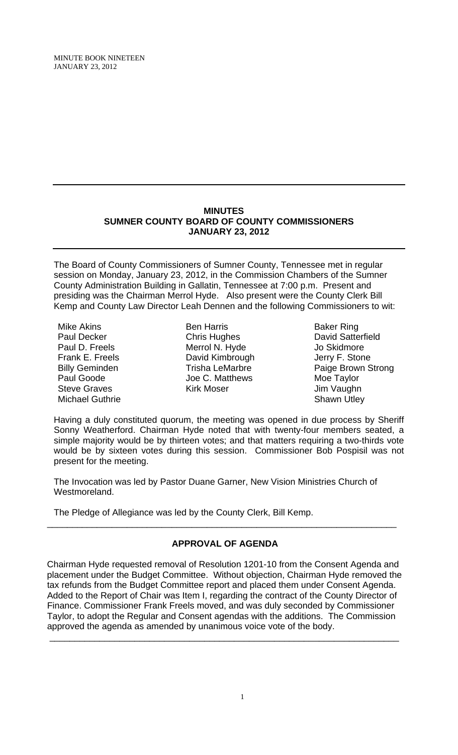# MINUTES
## SUMNER COUNTY BOARD OF COUNTY COMMISSIONERS
## JANUARY 23, 2012

The Board of County Commissioners of Sumner County, Tennessee met in regular session on Monday, January 23, 2012, in the Commission Chambers of the Sumner County Administration Building in Gallatin, Tennessee at 7:00 p.m. Present and presiding was the Chairman Merrol Hyde. Also present were the County Clerk Bill Kemp and County Law Director Leah Dennen and the following Commissioners to wit:

| | | |
|---|---|---|
| Mike Akins | Ben Harris | Baker Ring |
| Paul Decker | Chris Hughes | David Satterfield |
| Paul D. Freels | Merrol N. Hyde | Jo Skidmore |
| Frank E. Freels | David Kimbrough | Jerry F. Stone |
| Billy Geminden | Trisha LeMarbre | Paige Brown Strong |
| Paul Goode | Joe C. Matthews | Moe Taylor |
| Steve Graves | Kirk Moser | Jim Vaughn |
| Michael Guthrie | | Shawn Utley |

Having a duly constituted quorum, the meeting was opened in due process by Sheriff Sonny Weatherford. Chairman Hyde noted that with twenty-four members seated, a simple majority would be by thirteen votes; and that matters requiring a two-thirds vote would be by sixteen votes during this session. Commissioner Bob Pospisil was not present for the meeting.

The Invocation was led by Pastor Duane Garner, New Vision Ministries Church of Westmoreland.

The Pledge of Allegiance was led by the County Clerk, Bill Kemp.

---

### APPROVAL OF AGENDA

Chairman Hyde requested removal of Resolution 1201-10 from the Consent Agenda and placement under the Budget Committee. Without objection, Chairman Hyde removed the tax refunds from the Budget Committee report and placed them under Consent Agenda. Added to the Report of Chair was Item I, regarding the contract of the County Director of Finance. Commissioner Frank Freels moved, and was duly seconded by Commissioner Taylor, to adopt the Regular and Consent agendas with the additions. The Commission approved the agenda as amended by unanimous voice vote of the body.

---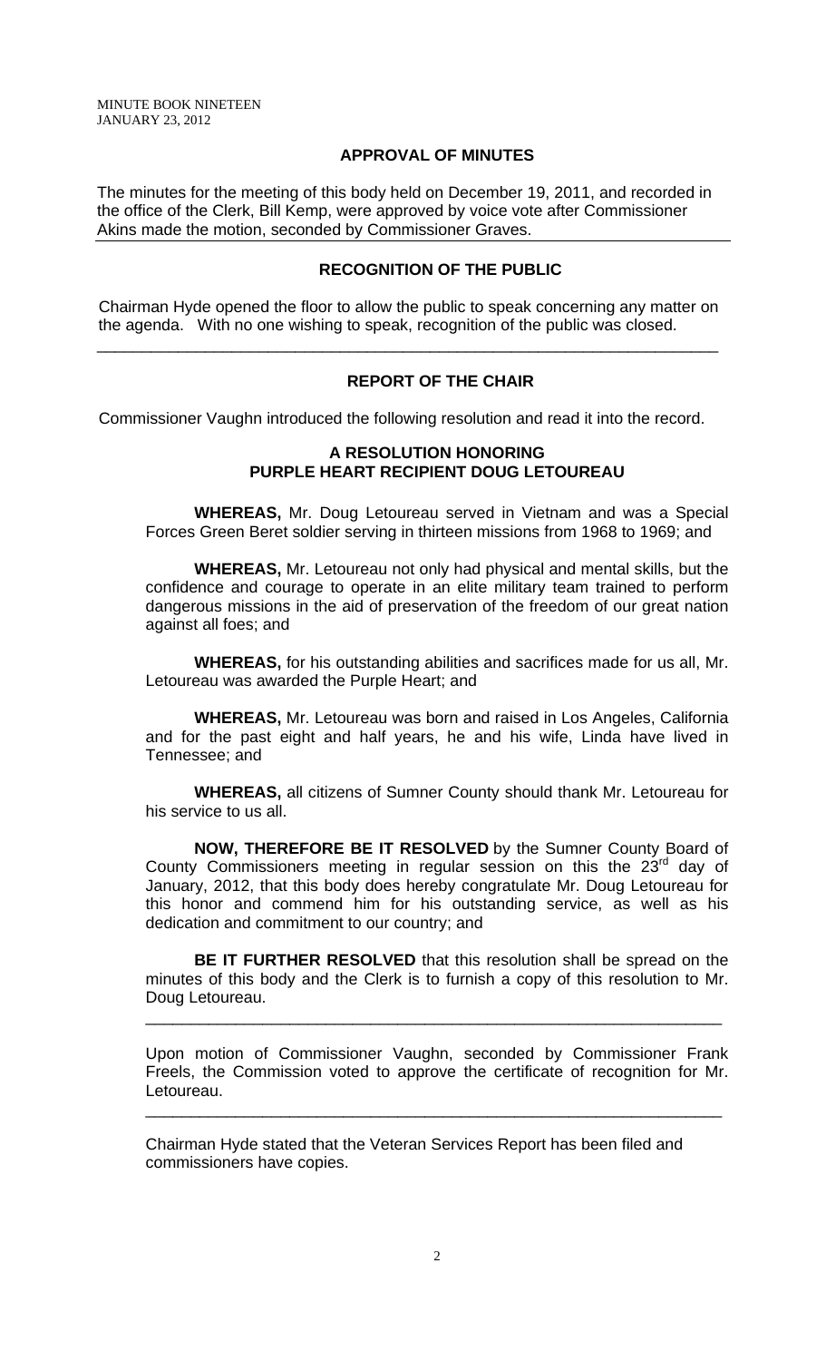## APPROVAL OF MINUTES

The minutes for the meeting of this body held on December 19, 2011, and recorded in the office of the Clerk, Bill Kemp, were approved by voice vote after Commissioner Akins made the motion, seconded by Commissioner Graves.

## RECOGNITION OF THE PUBLIC

Chairman Hyde opened the floor to allow the public to speak concerning any matter on the agenda. With no one wishing to speak, recognition of the public was closed.

---

## REPORT OF THE CHAIR

Commissioner Vaughn introduced the following resolution and read it into the record.

### A RESOLUTION HONORING PURPLE HEART RECIPIENT DOUG LETOUREAU

**WHEREAS,** Mr. Doug Letoureau served in Vietnam and was a Special Forces Green Beret soldier serving in thirteen missions from 1968 to 1969; and

**WHEREAS,** Mr. Letoureau not only had physical and mental skills, but the confidence and courage to operate in an elite military team trained to perform dangerous missions in the aid of preservation of the freedom of our great nation against all foes; and

**WHEREAS,** for his outstanding abilities and sacrifices made for us all, Mr. Letoureau was awarded the Purple Heart; and

**WHEREAS,** Mr. Letoureau was born and raised in Los Angeles, California and for the past eight and half years, he and his wife, Linda have lived in Tennessee; and

**WHEREAS,** all citizens of Sumner County should thank Mr. Letoureau for his service to us all.

**NOW, THEREFORE BE IT RESOLVED** by the Sumner County Board of County Commissioners meeting in regular session on this the 23rd day of January, 2012, that this body does hereby congratulate Mr. Doug Letoureau for this honor and commend him for his outstanding service, as well as his dedication and commitment to our country; and

**BE IT FURTHER RESOLVED** that this resolution shall be spread on the minutes of this body and the Clerk is to furnish a copy of this resolution to Mr. Doug Letoureau.

---

Upon motion of Commissioner Vaughn, seconded by Commissioner Frank Freels, the Commission voted to approve the certificate of recognition for Mr. Letoureau.

---

Chairman Hyde stated that the Veteran Services Report has been filed and commissioners have copies.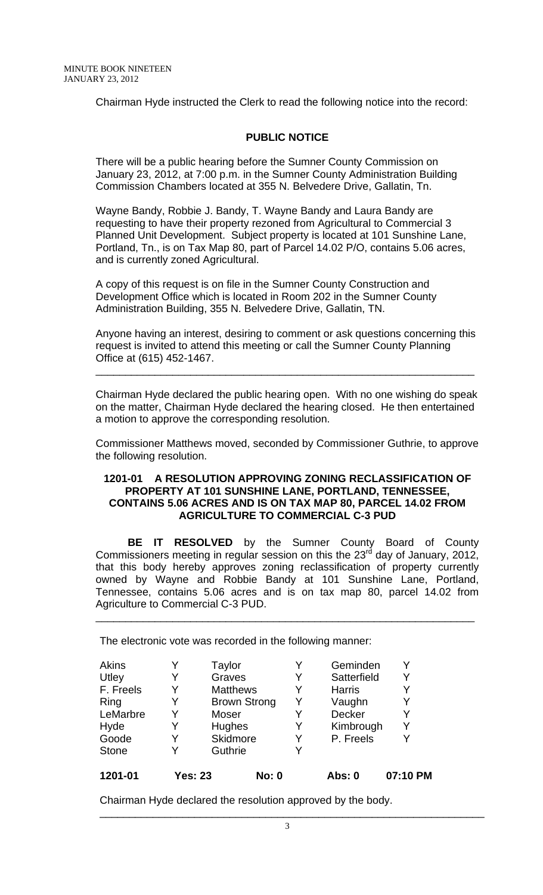Chairman Hyde instructed the Clerk to read the following notice into the record:

**PUBLIC NOTICE**

There will be a public hearing before the Sumner County Commission on January 23, 2012, at 7:00 p.m. in the Sumner County Administration Building Commission Chambers located at 355 N. Belvedere Drive, Gallatin, Tn.

Wayne Bandy, Robbie J. Bandy, T. Wayne Bandy and Laura Bandy are requesting to have their property rezoned from Agricultural to Commercial 3 Planned Unit Development. Subject property is located at 101 Sunshine Lane, Portland, Tn., is on Tax Map 80, part of Parcel 14.02 P/O, contains 5.06 acres, and is currently zoned Agricultural.

A copy of this request is on file in the Sumner County Construction and Development Office which is located in Room 202 in the Sumner County Administration Building, 355 N. Belvedere Drive, Gallatin, TN.

Anyone having an interest, desiring to comment or ask questions concerning this request is invited to attend this meeting or call the Sumner County Planning Office at (615) 452-1467.

---

Chairman Hyde declared the public hearing open. With no one wishing do speak on the matter, Chairman Hyde declared the hearing closed. He then entertained a motion to approve the corresponding resolution.

Commissioner Matthews moved, seconded by Commissioner Guthrie, to approve the following resolution.

**1201-01 A RESOLUTION APPROVING ZONING RECLASSIFICATION OF PROPERTY AT 101 SUNSHINE LANE, PORTLAND, TENNESSEE, CONTAINS 5.06 ACRES AND IS ON TAX MAP 80, PARCEL 14.02 FROM AGRICULTURE TO COMMERCIAL C-3 PUD**

**BE IT RESOLVED** by the Sumner County Board of County Commissioners meeting in regular session on this the 23rd day of January, 2012, that this body hereby approves zoning reclassification of property currently owned by Wayne and Robbie Bandy at 101 Sunshine Lane, Portland, Tennessee, contains 5.06 acres and is on tax map 80, parcel 14.02 from Agriculture to Commercial C-3 PUD.

---

The electronic vote was recorded in the following manner:

| | | | | | |
|---|---|---|---|---|---|
| Akins | Y | Taylor | Y | Geminden | Y |
| Utley | Y | Graves | Y | Satterfield | Y |
| F. Freels | Y | Matthews | Y | Harris | Y |
| Ring | Y | Brown Strong | Y | Vaughn | Y |
| LeMarbre | Y | Moser | Y | Decker | Y |
| Hyde | Y | Hughes | Y | Kimbrough | Y |
| Goode | Y | Skidmore | Y | P. Freels | Y |
| Stone | Y | Guthrie | Y | | |

**1201-01 Yes: 23 No: 0 Abs: 0 07:10 PM**

Chairman Hyde declared the resolution approved by the body.

---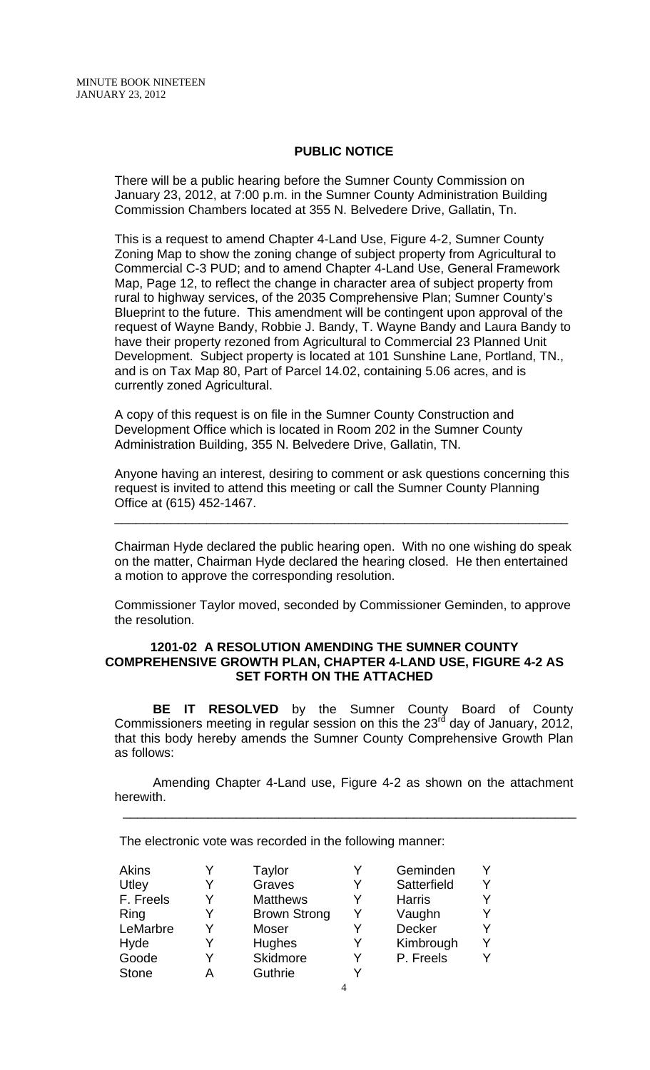## PUBLIC NOTICE

There will be a public hearing before the Sumner County Commission on January 23, 2012, at 7:00 p.m. in the Sumner County Administration Building Commission Chambers located at 355 N. Belvedere Drive, Gallatin, Tn.

This is a request to amend Chapter 4-Land Use, Figure 4-2, Sumner County Zoning Map to show the zoning change of subject property from Agricultural to Commercial C-3 PUD; and to amend Chapter 4-Land Use, General Framework Map, Page 12, to reflect the change in character area of subject property from rural to highway services, of the 2035 Comprehensive Plan; Sumner County's Blueprint to the future. This amendment will be contingent upon approval of the request of Wayne Bandy, Robbie J. Bandy, T. Wayne Bandy and Laura Bandy to have their property rezoned from Agricultural to Commercial 23 Planned Unit Development. Subject property is located at 101 Sunshine Lane, Portland, TN., and is on Tax Map 80, Part of Parcel 14.02, containing 5.06 acres, and is currently zoned Agricultural.

A copy of this request is on file in the Sumner County Construction and Development Office which is located in Room 202 in the Sumner County Administration Building, 355 N. Belvedere Drive, Gallatin, TN.

Anyone having an interest, desiring to comment or ask questions concerning this request is invited to attend this meeting or call the Sumner County Planning Office at (615) 452-1467.

---

Chairman Hyde declared the public hearing open. With no one wishing do speak on the matter, Chairman Hyde declared the hearing closed. He then entertained a motion to approve the corresponding resolution.

Commissioner Taylor moved, seconded by Commissioner Geminden, to approve the resolution.

### 1201-02 A RESOLUTION AMENDING THE SUMNER COUNTY COMPREHENSIVE GROWTH PLAN, CHAPTER 4-LAND USE, FIGURE 4-2 AS SET FORTH ON THE ATTACHED

**BE IT RESOLVED** by the Sumner County Board of County Commissioners meeting in regular session on this the 23rd day of January, 2012, that this body hereby amends the Sumner County Comprehensive Growth Plan as follows:

Amending Chapter 4-Land use, Figure 4-2 as shown on the attachment herewith.

---

The electronic vote was recorded in the following manner:

| | | | | | |
|---|---|---|---|---|---|
| Akins | Y | Taylor | Y | Geminden | Y |
| Utley | Y | Graves | Y | Satterfield | Y |
| F. Freels | Y | Matthews | Y | Harris | Y |
| Ring | Y | Brown Strong | Y | Vaughn | Y |
| LeMarbre | Y | Moser | Y | Decker | Y |
| Hyde | Y | Hughes | Y | Kimbrough | Y |
| Goode | Y | Skidmore | Y | P. Freels | Y |
| Stone | A | Guthrie | Y | | |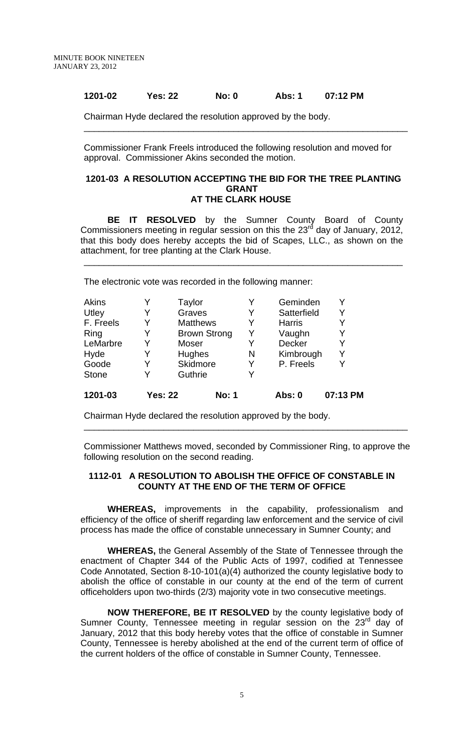| 1201-02 | Yes: 22 | No: 0 | Abs: 1 | 07:12 PM |
|---|---|---|---|---|

Chairman Hyde declared the resolution approved by the body.

---

Commissioner Frank Freels introduced the following resolution and moved for approval. Commissioner Akins seconded the motion.

### 1201-03 A RESOLUTION ACCEPTING THE BID FOR THE TREE PLANTING GRANT AT THE CLARK HOUSE

**BE IT RESOLVED** by the Sumner County Board of County Commissioners meeting in regular session on this the 23rd day of January, 2012, that this body does hereby accepts the bid of Scapes, LLC., as shown on the attachment, for tree planting at the Clark House.

---

The electronic vote was recorded in the following manner:

| | | | | | |
|---|---|---|---|---|---|
| Akins | Y | Taylor | Y | Geminden | Y |
| Utley | Y | Graves | Y | Satterfield | Y |
| F. Freels | Y | Matthews | Y | Harris | Y |
| Ring | Y | Brown Strong | Y | Vaughn | Y |
| LeMarbre | Y | Moser | Y | Decker | Y |
| Hyde | Y | Hughes | N | Kimbrough | Y |
| Goode | Y | Skidmore | Y | P. Freels | Y |
| Stone | Y | Guthrie | Y | | |

| 1201-03 | Yes: 22 | No: 1 | Abs: 0 | 07:13 PM |
|---|---|---|---|---|

Chairman Hyde declared the resolution approved by the body.

---

Commissioner Matthews moved, seconded by Commissioner Ring, to approve the following resolution on the second reading.

### 1112-01 A RESOLUTION TO ABOLISH THE OFFICE OF CONSTABLE IN COUNTY AT THE END OF THE TERM OF OFFICE

**WHEREAS,** improvements in the capability, professionalism and efficiency of the office of sheriff regarding law enforcement and the service of civil process has made the office of constable unnecessary in Sumner County; and

**WHEREAS,** the General Assembly of the State of Tennessee through the enactment of Chapter 344 of the Public Acts of 1997, codified at Tennessee Code Annotated, Section 8-10-101(a)(4) authorized the county legislative body to abolish the office of constable in our county at the end of the term of current officeholders upon two-thirds (2/3) majority vote in two consecutive meetings.

**NOW THEREFORE, BE IT RESOLVED** by the county legislative body of Sumner County, Tennessee meeting in regular session on the 23rd day of January, 2012 that this body hereby votes that the office of constable in Sumner County, Tennessee is hereby abolished at the end of the current term of office of the current holders of the office of constable in Sumner County, Tennessee.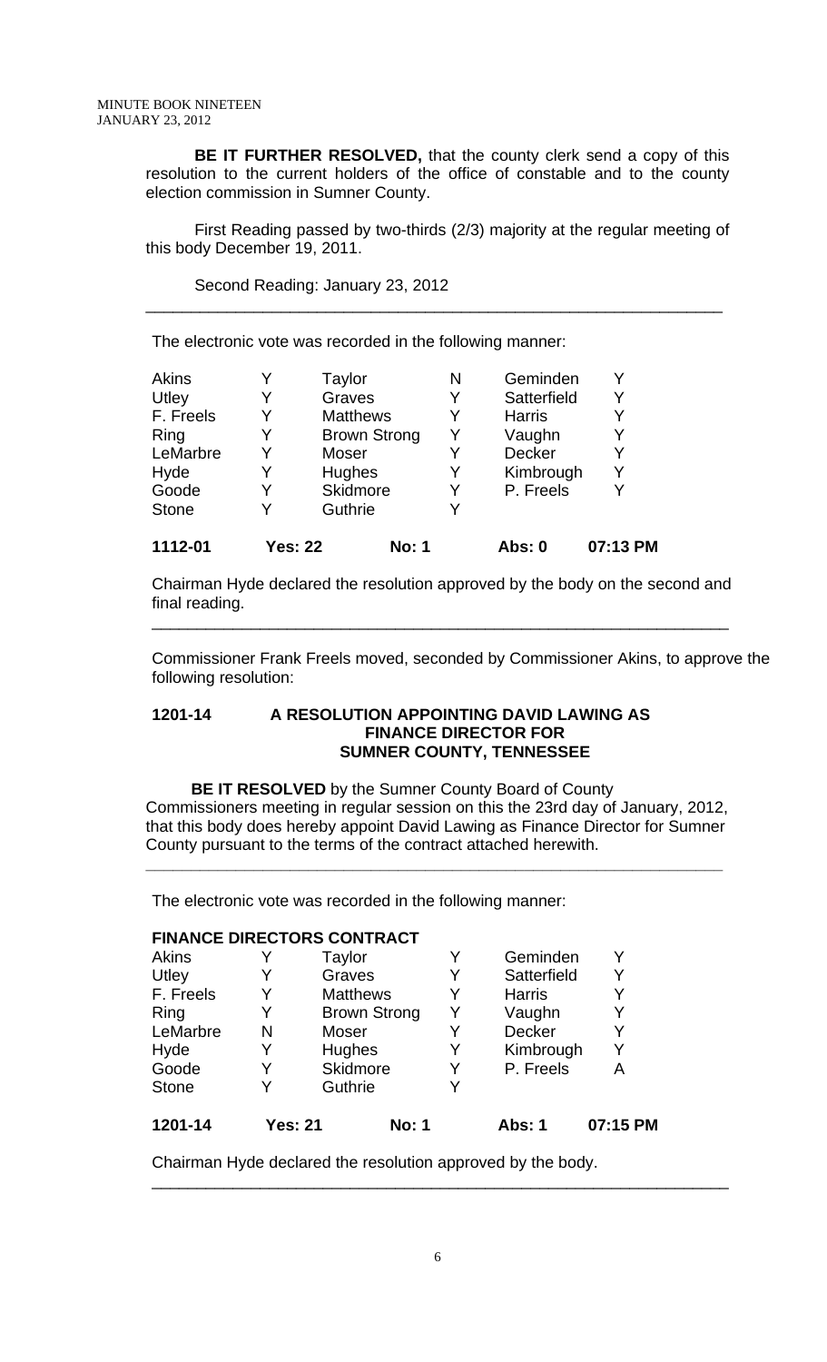**BE IT FURTHER RESOLVED,** that the county clerk send a copy of this resolution to the current holders of the office of constable and to the county election commission in Sumner County.

First Reading passed by two-thirds (2/3) majority at the regular meeting of this body December 19, 2011.

Second Reading: January 23, 2012

---

The electronic vote was recorded in the following manner:

| | | | | | |
|---|---|---|---|---|---|
| Akins | Y | Taylor | N | Geminden | Y |
| Utley | Y | Graves | Y | Satterfield | Y |
| F. Freels | Y | Matthews | Y | Harris | Y |
| Ring | Y | Brown Strong | Y | Vaughn | Y |
| LeMarbre | Y | Moser | Y | Decker | Y |
| Hyde | Y | Hughes | Y | Kimbrough | Y |
| Goode | Y | Skidmore | Y | P. Freels | Y |
| Stone | Y | Guthrie | Y | | |
| **1112-01** | **Yes: 22** | | **No: 1** | **Abs: 0** | **07:13 PM** |

Chairman Hyde declared the resolution approved by the body on the second and final reading.

---

Commissioner Frank Freels moved, seconded by Commissioner Akins, to approve the following resolution:

**1201-14 A RESOLUTION APPOINTING DAVID LAWING AS FINANCE DIRECTOR FOR SUMNER COUNTY, TENNESSEE**

**BE IT RESOLVED** by the Sumner County Board of County Commissioners meeting in regular session on this the 23rd day of January, 2012, that this body does hereby appoint David Lawing as Finance Director for Sumner County pursuant to the terms of the contract attached herewith.

---

The electronic vote was recorded in the following manner:

**FINANCE DIRECTORS CONTRACT**

| | | | | | |
|---|---|---|---|---|---|
| Akins | Y | Taylor | Y | Geminden | Y |
| Utley | Y | Graves | Y | Satterfield | Y |
| F. Freels | Y | Matthews | Y | Harris | Y |
| Ring | Y | Brown Strong | Y | Vaughn | Y |
| LeMarbre | N | Moser | Y | Decker | Y |
| Hyde | Y | Hughes | Y | Kimbrough | Y |
| Goode | Y | Skidmore | Y | P. Freels | A |
| Stone | Y | Guthrie | Y | | |
| **1201-14** | **Yes: 21** | | **No: 1** | **Abs: 1** | **07:15 PM** |

Chairman Hyde declared the resolution approved by the body.

---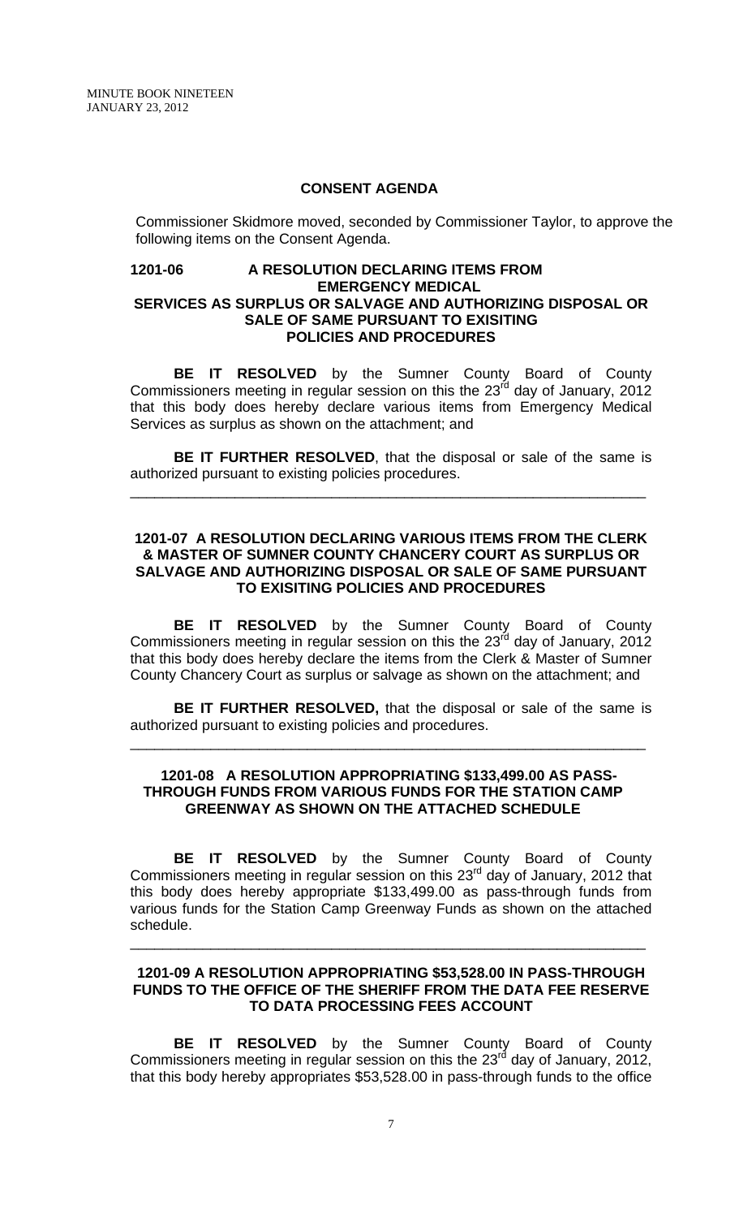## CONSENT AGENDA

Commissioner Skidmore moved, seconded by Commissioner Taylor, to approve the following items on the Consent Agenda.

### 1201-06 A RESOLUTION DECLARING ITEMS FROM EMERGENCY MEDICAL SERVICES AS SURPLUS OR SALVAGE AND AUTHORIZING DISPOSAL OR SALE OF SAME PURSUANT TO EXISITING POLICIES AND PROCEDURES

**BE IT RESOLVED** by the Sumner County Board of County Commissioners meeting in regular session on this the 23rd day of January, 2012 that this body does hereby declare various items from Emergency Medical Services as surplus as shown on the attachment; and

**BE IT FURTHER RESOLVED**, that the disposal or sale of the same is authorized pursuant to existing policies procedures.

---

### 1201-07 A RESOLUTION DECLARING VARIOUS ITEMS FROM THE CLERK & MASTER OF SUMNER COUNTY CHANCERY COURT AS SURPLUS OR SALVAGE AND AUTHORIZING DISPOSAL OR SALE OF SAME PURSUANT TO EXISITING POLICIES AND PROCEDURES

**BE IT RESOLVED** by the Sumner County Board of County Commissioners meeting in regular session on this the 23rd day of January, 2012 that this body does hereby declare the items from the Clerk & Master of Sumner County Chancery Court as surplus or salvage as shown on the attachment; and

**BE IT FURTHER RESOLVED,** that the disposal or sale of the same is authorized pursuant to existing policies and procedures.

---

### 1201-08 A RESOLUTION APPROPRIATING $133,499.00 AS PASS-THROUGH FUNDS FROM VARIOUS FUNDS FOR THE STATION CAMP GREENWAY AS SHOWN ON THE ATTACHED SCHEDULE

**BE IT RESOLVED** by the Sumner County Board of County Commissioners meeting in regular session on this 23rd day of January, 2012 that this body does hereby appropriate $133,499.00 as pass-through funds from various funds for the Station Camp Greenway Funds as shown on the attached schedule.

---

### 1201-09 A RESOLUTION APPROPRIATING $53,528.00 IN PASS-THROUGH FUNDS TO THE OFFICE OF THE SHERIFF FROM THE DATA FEE RESERVE TO DATA PROCESSING FEES ACCOUNT

**BE IT RESOLVED** by the Sumner County Board of County Commissioners meeting in regular session on this the 23rd day of January, 2012, that this body hereby appropriates $53,528.00 in pass-through funds to the office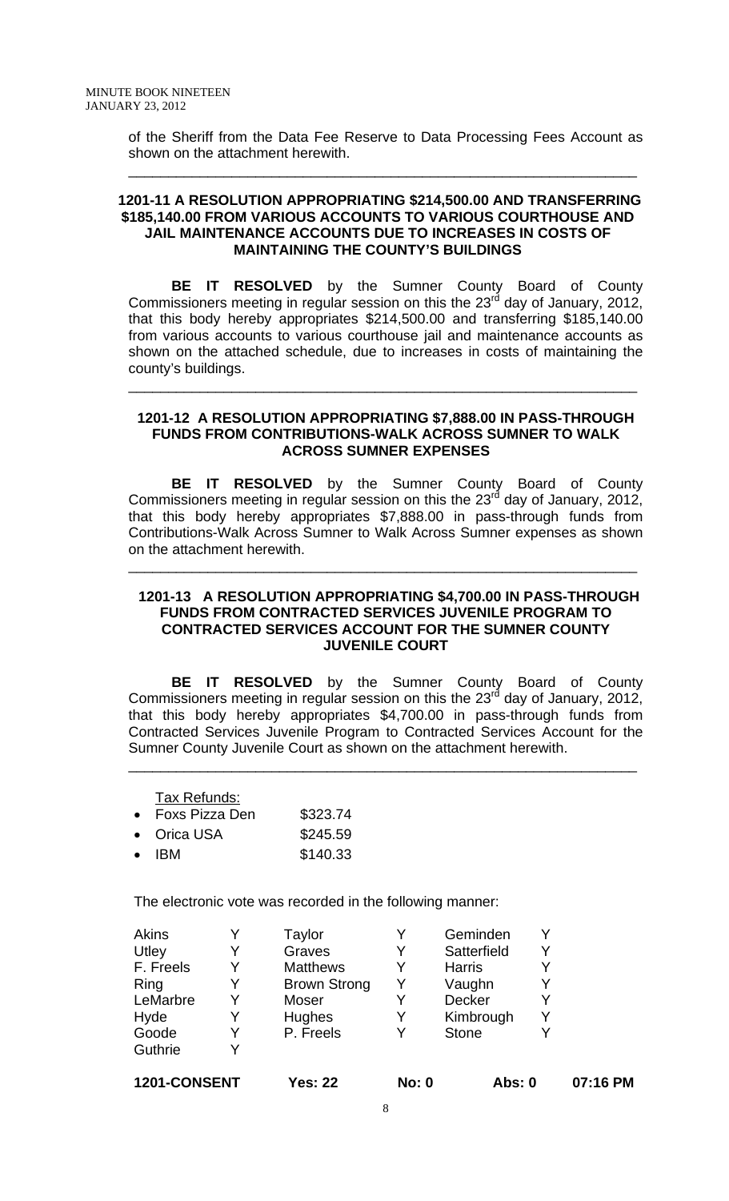of the Sheriff from the Data Fee Reserve to Data Processing Fees Account as shown on the attachment herewith.

---

**1201-11 A RESOLUTION APPROPRIATING $214,500.00 AND TRANSFERRING $185,140.00 FROM VARIOUS ACCOUNTS TO VARIOUS COURTHOUSE AND JAIL MAINTENANCE ACCOUNTS DUE TO INCREASES IN COSTS OF MAINTAINING THE COUNTY'S BUILDINGS**

**BE IT RESOLVED** by the Sumner County Board of County Commissioners meeting in regular session on this the 23rd day of January, 2012, that this body hereby appropriates $214,500.00 and transferring $185,140.00 from various accounts to various courthouse jail and maintenance accounts as shown on the attached schedule, due to increases in costs of maintaining the county's buildings.

---

**1201-12 A RESOLUTION APPROPRIATING $7,888.00 IN PASS-THROUGH FUNDS FROM CONTRIBUTIONS-WALK ACROSS SUMNER TO WALK ACROSS SUMNER EXPENSES**

**BE IT RESOLVED** by the Sumner County Board of County Commissioners meeting in regular session on this the 23rd day of January, 2012, that this body hereby appropriates $7,888.00 in pass-through funds from Contributions-Walk Across Sumner to Walk Across Sumner expenses as shown on the attachment herewith.

---

**1201-13 A RESOLUTION APPROPRIATING $4,700.00 IN PASS-THROUGH FUNDS FROM CONTRACTED SERVICES JUVENILE PROGRAM TO CONTRACTED SERVICES ACCOUNT FOR THE SUMNER COUNTY JUVENILE COURT**

**BE IT RESOLVED** by the Sumner County Board of County Commissioners meeting in regular session on this the 23rd day of January, 2012, that this body hereby appropriates $4,700.00 in pass-through funds from Contracted Services Juvenile Program to Contracted Services Account for the Sumner County Juvenile Court as shown on the attachment herewith.

---

Tax Refunds:

- Foxs Pizza Den $323.74
- Orica USA $245.59
- IBM $140.33

The electronic vote was recorded in the following manner:

| | | | | | |
|---|---|---|---|---|---|
| Akins | Y | Taylor | Y | Geminden | Y |
| Utley | Y | Graves | Y | Satterfield | Y |
| F. Freels | Y | Matthews | Y | Harris | Y |
| Ring | Y | Brown Strong | Y | Vaughn | Y |
| LeMarbre | Y | Moser | Y | Decker | Y |
| Hyde | Y | Hughes | Y | Kimbrough | Y |
| Goode | Y | P. Freels | Y | Stone | Y |
| Guthrie | Y | | | | |

**1201-CONSENT Yes: 22 No: 0 Abs: 0 07:16 PM**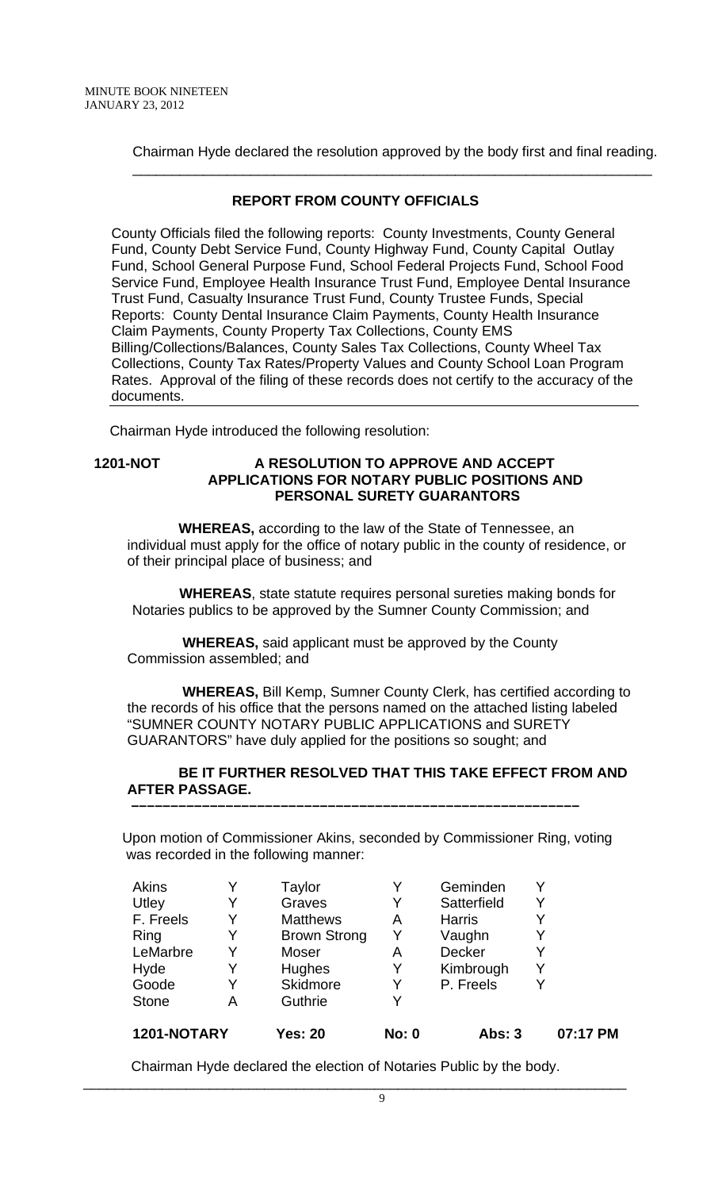Chairman Hyde declared the resolution approved by the body first and final reading.

---

**REPORT FROM COUNTY OFFICIALS**

County Officials filed the following reports: County Investments, County General Fund, County Debt Service Fund, County Highway Fund, County Capital Outlay Fund, School General Purpose Fund, School Federal Projects Fund, School Food Service Fund, Employee Health Insurance Trust Fund, Employee Dental Insurance Trust Fund, Casualty Insurance Trust Fund, County Trustee Funds, Special Reports: County Dental Insurance Claim Payments, County Health Insurance Claim Payments, County Property Tax Collections, County EMS Billing/Collections/Balances, County Sales Tax Collections, County Wheel Tax Collections, County Tax Rates/Property Values and County School Loan Program Rates. Approval of the filing of these records does not certify to the accuracy of the documents.

---

Chairman Hyde introduced the following resolution:

**1201-NOT A RESOLUTION TO APPROVE AND ACCEPT APPLICATIONS FOR NOTARY PUBLIC POSITIONS AND PERSONAL SURETY GUARANTORS**

**WHEREAS,** according to the law of the State of Tennessee, an individual must apply for the office of notary public in the county of residence, or of their principal place of business; and

**WHEREAS**, state statute requires personal sureties making bonds for Notaries publics to be approved by the Sumner County Commission; and

**WHEREAS,** said applicant must be approved by the County Commission assembled; and

**WHEREAS,** Bill Kemp, Sumner County Clerk, has certified according to the records of his office that the persons named on the attached listing labeled "SUMNER COUNTY NOTARY PUBLIC APPLICATIONS and SURETY GUARANTORS" have duly applied for the positions so sought; and

**BE IT FURTHER RESOLVED THAT THIS TAKE EFFECT FROM AND AFTER PASSAGE.**

---

Upon motion of Commissioner Akins, seconded by Commissioner Ring, voting was recorded in the following manner:

| | | | | | | |
|---|---|---|---|---|---|---|
| Akins | Y | Taylor | Y | Geminden | Y | |
| Utley | Y | Graves | Y | Satterfield | Y | |
| F. Freels | Y | Matthews | A | Harris | Y | |
| Ring | Y | Brown Strong | Y | Vaughn | Y | |
| LeMarbre | Y | Moser | A | Decker | Y | |
| Hyde | Y | Hughes | Y | Kimbrough | Y | |
| Goode | Y | Skidmore | Y | P. Freels | Y | |
| Stone | A | Guthrie | Y | | | |
| **1201-NOTARY** | | **Yes: 20** | | **No: 0** | **Abs: 3** | **07:17 PM** |

Chairman Hyde declared the election of Notaries Public by the body.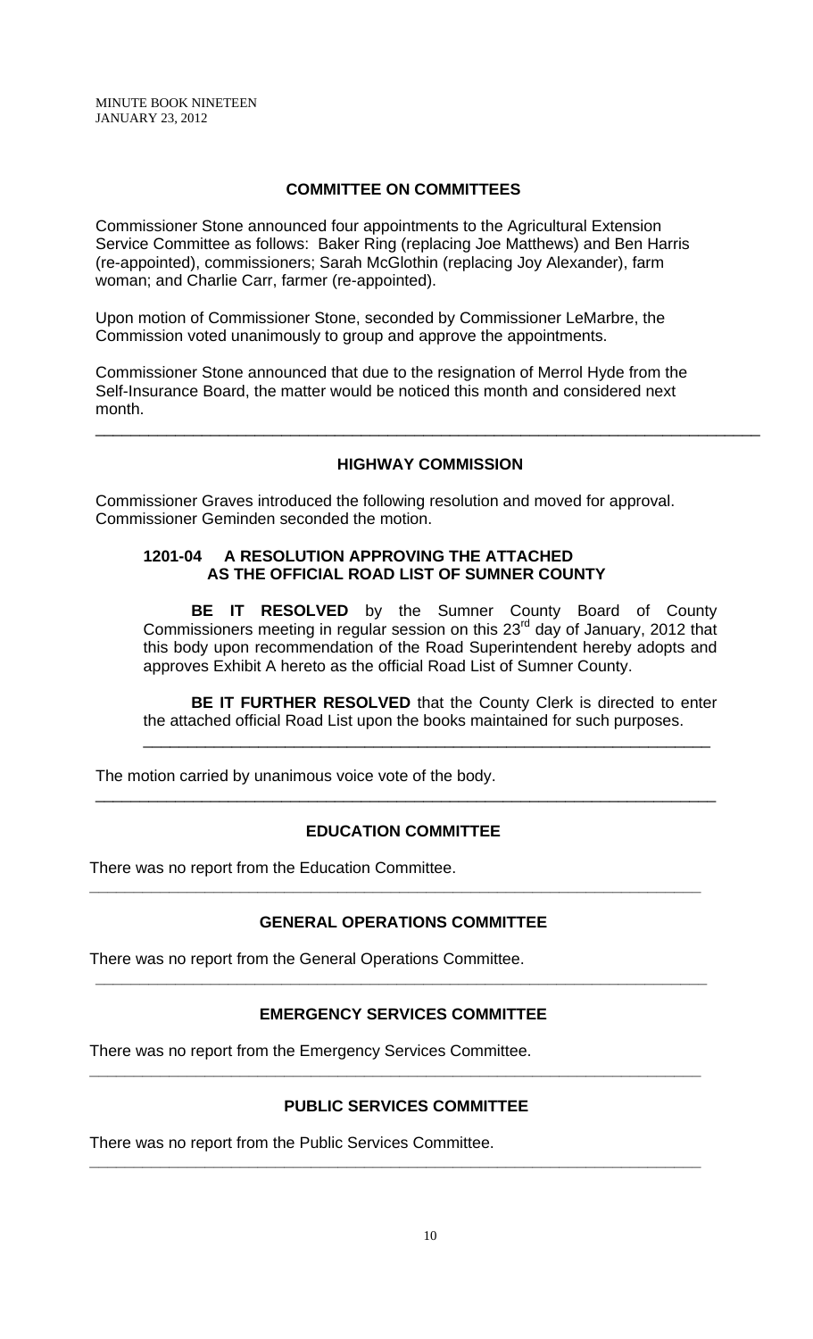## COMMITTEE ON COMMITTEES

Commissioner Stone announced four appointments to the Agricultural Extension Service Committee as follows: Baker Ring (replacing Joe Matthews) and Ben Harris (re-appointed), commissioners; Sarah McGlothin (replacing Joy Alexander), farm woman; and Charlie Carr, farmer (re-appointed).

Upon motion of Commissioner Stone, seconded by Commissioner LeMarbre, the Commission voted unanimously to group and approve the appointments.

Commissioner Stone announced that due to the resignation of Merrol Hyde from the Self-Insurance Board, the matter would be noticed this month and considered next month.

---

## HIGHWAY COMMISSION

Commissioner Graves introduced the following resolution and moved for approval. Commissioner Geminden seconded the motion.

### 1201-04 A RESOLUTION APPROVING THE ATTACHED AS THE OFFICIAL ROAD LIST OF SUMNER COUNTY

**BE IT RESOLVED** by the Sumner County Board of County Commissioners meeting in regular session on this 23rd day of January, 2012 that this body upon recommendation of the Road Superintendent hereby adopts and approves Exhibit A hereto as the official Road List of Sumner County.

**BE IT FURTHER RESOLVED** that the County Clerk is directed to enter the attached official Road List upon the books maintained for such purposes.

---

The motion carried by unanimous voice vote of the body.

---

## EDUCATION COMMITTEE

There was no report from the Education Committee.

---

## GENERAL OPERATIONS COMMITTEE

There was no report from the General Operations Committee.

---

## EMERGENCY SERVICES COMMITTEE

There was no report from the Emergency Services Committee.

---

## PUBLIC SERVICES COMMITTEE

There was no report from the Public Services Committee.

---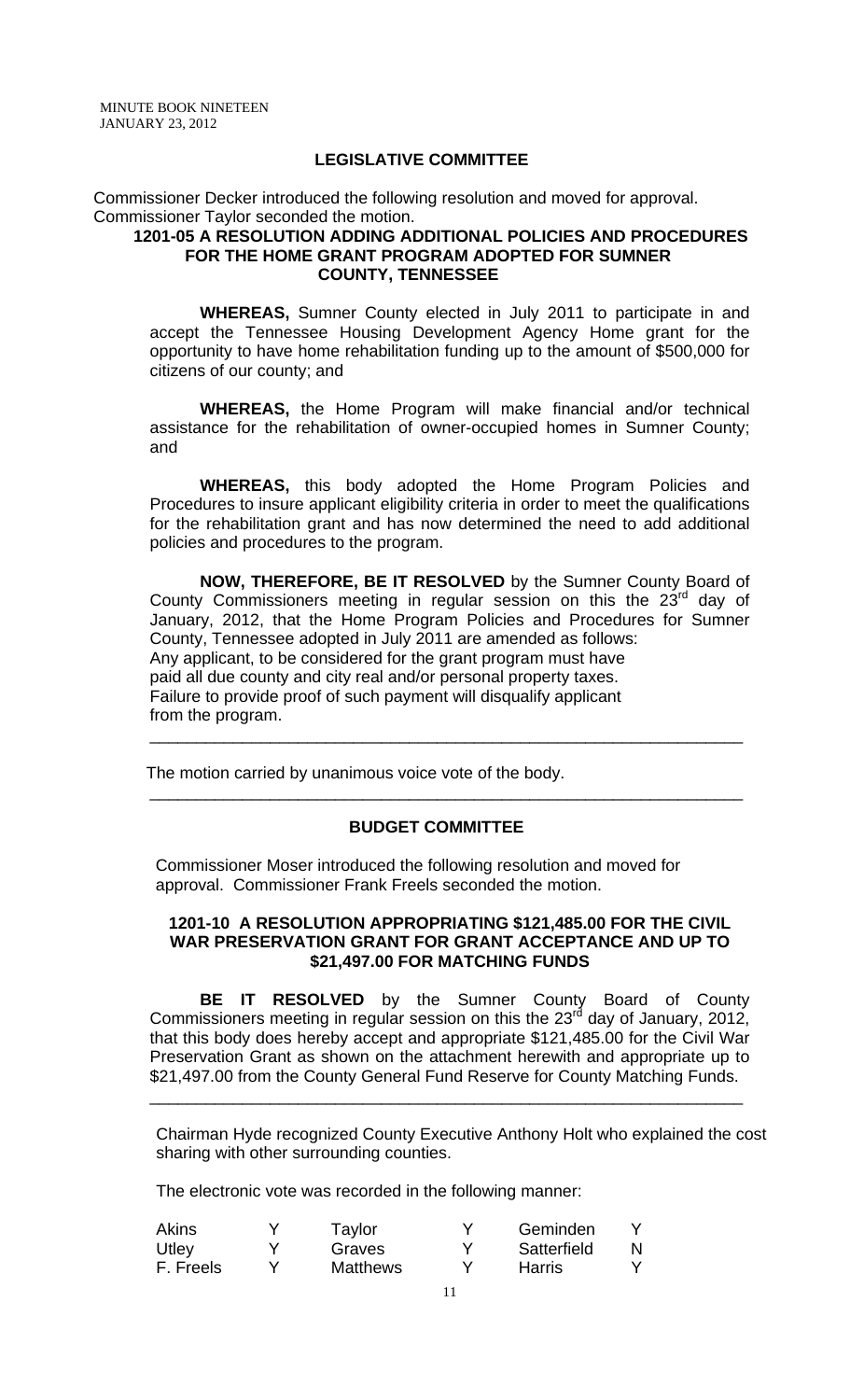## LEGISLATIVE COMMITTEE

Commissioner Decker introduced the following resolution and moved for approval. Commissioner Taylor seconded the motion.

### 1201-05 A RESOLUTION ADDING ADDITIONAL POLICIES AND PROCEDURES FOR THE HOME GRANT PROGRAM ADOPTED FOR SUMNER COUNTY, TENNESSEE

**WHEREAS,** Sumner County elected in July 2011 to participate in and accept the Tennessee Housing Development Agency Home grant for the opportunity to have home rehabilitation funding up to the amount of $500,000 for citizens of our county; and

**WHEREAS,** the Home Program will make financial and/or technical assistance for the rehabilitation of owner-occupied homes in Sumner County; and

**WHEREAS,** this body adopted the Home Program Policies and Procedures to insure applicant eligibility criteria in order to meet the qualifications for the rehabilitation grant and has now determined the need to add additional policies and procedures to the program.

**NOW, THEREFORE, BE IT RESOLVED** by the Sumner County Board of County Commissioners meeting in regular session on this the 23rd day of January, 2012, that the Home Program Policies and Procedures for Sumner County, Tennessee adopted in July 2011 are amended as follows:
Any applicant, to be considered for the grant program must have paid all due county and city real and/or personal property taxes.
Failure to provide proof of such payment will disqualify applicant from the program.

---

The motion carried by unanimous voice vote of the body.

---

## BUDGET COMMITTEE

Commissioner Moser introduced the following resolution and moved for approval. Commissioner Frank Freels seconded the motion.

### 1201-10 A RESOLUTION APPROPRIATING $121,485.00 FOR THE CIVIL WAR PRESERVATION GRANT FOR GRANT ACCEPTANCE AND UP TO $21,497.00 FOR MATCHING FUNDS

**BE IT RESOLVED** by the Sumner County Board of County Commissioners meeting in regular session on this the 23rd day of January, 2012, that this body does hereby accept and appropriate $121,485.00 for the Civil War Preservation Grant as shown on the attachment herewith and appropriate up to $21,497.00 from the County General Fund Reserve for County Matching Funds.

---

Chairman Hyde recognized County Executive Anthony Holt who explained the cost sharing with other surrounding counties.

The electronic vote was recorded in the following manner:

| | | | | | |
|---|---|---|---|---|---|
| Akins | Y | Taylor | Y | Geminden | Y |
| Utley | Y | Graves | Y | Satterfield | N |
| F. Freels | Y | Matthews | Y | Harris | Y |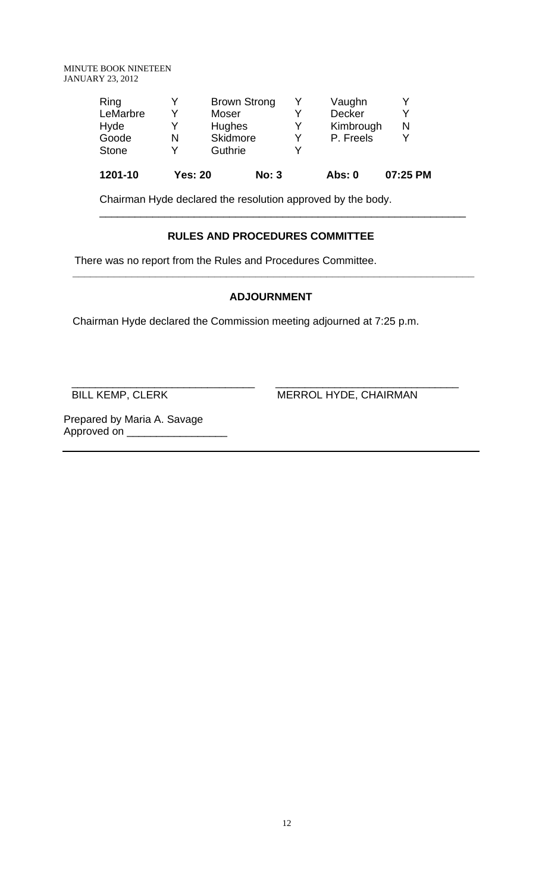| | | | | | |
|---|---|---|---|---|---|
| Ring | Y | Brown Strong | Y | Vaughn | Y |
| LeMarbre | Y | Moser | Y | Decker | Y |
| Hyde | Y | Hughes | Y | Kimbrough | N |
| Goode | N | Skidmore | Y | P. Freels | Y |
| Stone | Y | Guthrie | Y | | |

**1201-10 Yes: 20 No: 3 Abs: 0 07:25 PM**

Chairman Hyde declared the resolution approved by the body.

---

## RULES AND PROCEDURES COMMITTEE

There was no report from the Rules and Procedures Committee.

---

## ADJOURNMENT

Chairman Hyde declared the Commission meeting adjourned at 7:25 p.m.

_______________________________ _______________________________

BILL KEMP, CLERK MERROL HYDE, CHAIRMAN

Prepared by Maria A. Savage
Approved on ________________